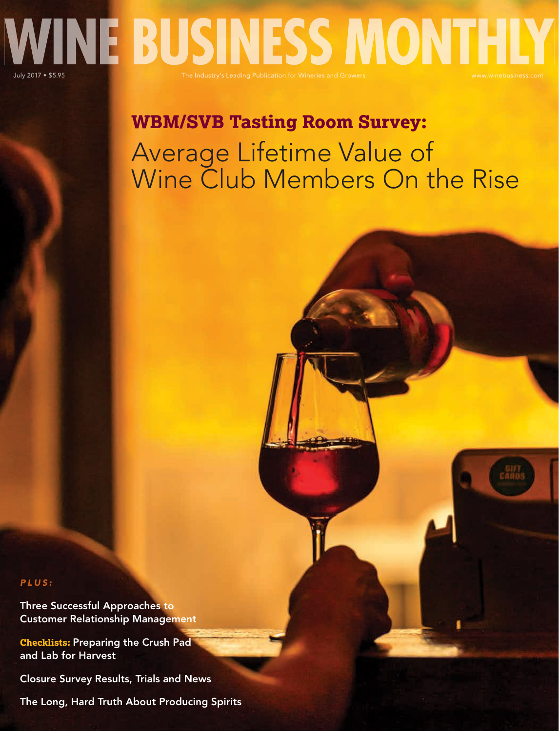# WINE BUSINESS MONTHLY

July 2017 • $5.95

The Industry's Leading Publication for Wineries and Growers

www.winebusiness.com

## WBM/SVB Tasting Room Survey:

# Average Lifetime Value of Wine Club Members On the Rise

*PLUS:*

Three Successful Approaches to Customer Relationship Management

**Checklists:** Preparing the Crush Pad and Lab for Harvest

Closure Survey Results, Trials and News

The Long, Hard Truth About Producing Spirits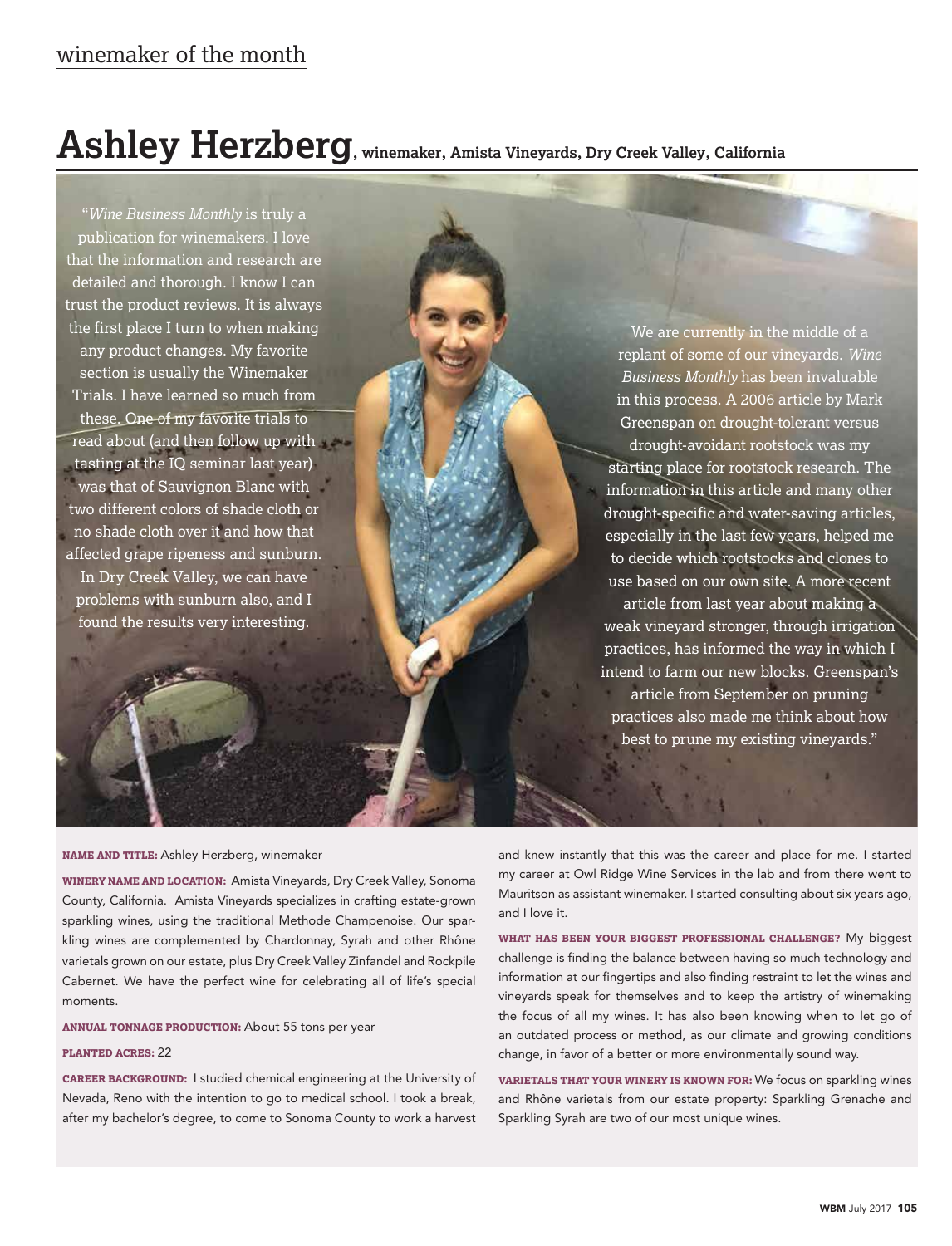winemaker of the month

# Ashley Herzberg, winemaker, Amista Vineyards, Dry Creek Valley, California

"*Wine Business Monthly* is truly a publication for winemakers. I love that the information and research are detailed and thorough. I know I can trust the product reviews. It is always the first place I turn to when making any product changes. My favorite section is usually the Winemaker Trials. I have learned so much from these. One of my favorite trials to read about (and then follow up with tasting at the IQ seminar last year) was that of Sauvignon Blanc with two different colors of shade cloth or no shade cloth over it and how that affected grape ripeness and sunburn. In Dry Creek Valley, we can have problems with sunburn also, and I found the results very interesting.

We are currently in the middle of a replant of some of our vineyards. *Wine Business Monthly* has been invaluable in this process. A 2006 article by Mark Greenspan on drought-tolerant versus drought-avoidant rootstock was my starting place for rootstock research. The information in this article and many other drought-specific and water-saving articles, especially in the last few years, helped me to decide which rootstocks and clones to use based on our own site. A more recent article from last year about making a weak vineyard stronger, through irrigation practices, has informed the way in which I intend to farm our new blocks. Greenspan's article from September on pruning practices also made me think about how best to prune my existing vineyards."

**NAME AND TITLE:** Ashley Herzberg, winemaker

**WINERY NAME AND LOCATION:** Amista Vineyards, Dry Creek Valley, Sonoma County, California. Amista Vineyards specializes in crafting estate-grown sparkling wines, using the traditional Methode Champenoise. Our sparkling wines are complemented by Chardonnay, Syrah and other Rhône varietals grown on our estate, plus Dry Creek Valley Zinfandel and Rockpile Cabernet. We have the perfect wine for celebrating all of life's special moments.

**ANNUAL TONNAGE PRODUCTION:** About 55 tons per year

**PLANTED ACRES:** 22

**CAREER BACKGROUND:** I studied chemical engineering at the University of Nevada, Reno with the intention to go to medical school. I took a break, after my bachelor's degree, to come to Sonoma County to work a harvest and knew instantly that this was the career and place for me. I started my career at Owl Ridge Wine Services in the lab and from there went to Mauritson as assistant winemaker. I started consulting about six years ago, and I love it.

**WHAT HAS BEEN YOUR BIGGEST PROFESSIONAL CHALLENGE?** My biggest challenge is finding the balance between having so much technology and information at our fingertips and also finding restraint to let the wines and vineyards speak for themselves and to keep the artistry of winemaking the focus of all my wines. It has also been knowing when to let go of an outdated process or method, as our climate and growing conditions change, in favor of a better or more environmentally sound way.

**VARIETALS THAT YOUR WINERY IS KNOWN FOR:** We focus on sparkling wines and Rhône varietals from our estate property: Sparkling Grenache and Sparkling Syrah are two of our most unique wines.